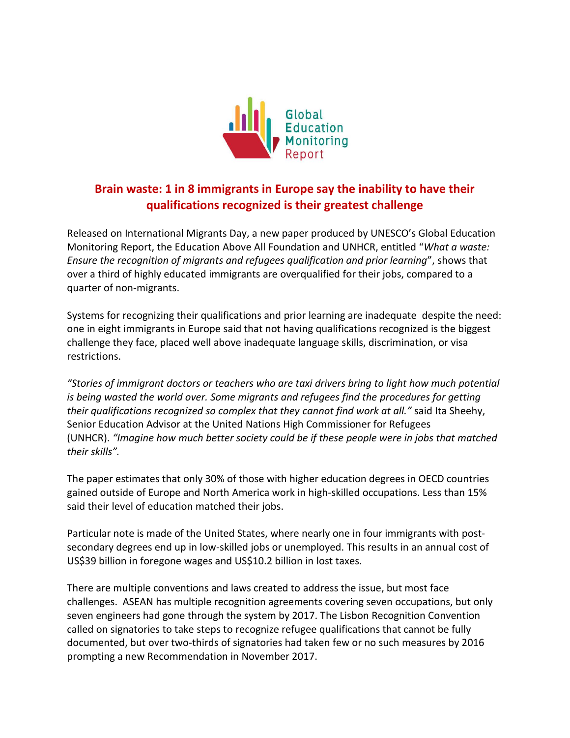Global Education Monitoring Report

# Brain waste: 1 in 8 immigrants in Europe say the inability to have their qualifications recognized is their greatest challenge

Released on International Migrants Day, a new paper produced by UNESCO's Global Education Monitoring Report, the Education Above All Foundation and UNHCR, entitled "*What a waste: Ensure the recognition of migrants and refugees qualification and prior learning*", shows that over a third of highly educated immigrants are overqualified for their jobs, compared to a quarter of non-migrants.

Systems for recognizing their qualifications and prior learning are inadequate despite the need: one in eight immigrants in Europe said that not having qualifications recognized is the biggest challenge they face, placed well above inadequate language skills, discrimination, or visa restrictions.

*"Stories of immigrant doctors or teachers who are taxi drivers bring to light how much potential is being wasted the world over. Some migrants and refugees find the procedures for getting their qualifications recognized so complex that they cannot find work at all."* said Ita Sheehy, Senior Education Advisor at the United Nations High Commissioner for Refugees (UNHCR). *"Imagine how much better society could be if these people were in jobs that matched their skills".*

The paper estimates that only 30% of those with higher education degrees in OECD countries gained outside of Europe and North America work in high-skilled occupations. Less than 15% said their level of education matched their jobs.

Particular note is made of the United States, where nearly one in four immigrants with post-secondary degrees end up in low-skilled jobs or unemployed. This results in an annual cost of US$39 billion in foregone wages and US$10.2 billion in lost taxes.

There are multiple conventions and laws created to address the issue, but most face challenges. ASEAN has multiple recognition agreements covering seven occupations, but only seven engineers had gone through the system by 2017. The Lisbon Recognition Convention called on signatories to take steps to recognize refugee qualifications that cannot be fully documented, but over two-thirds of signatories had taken few or no such measures by 2016 prompting a new Recommendation in November 2017.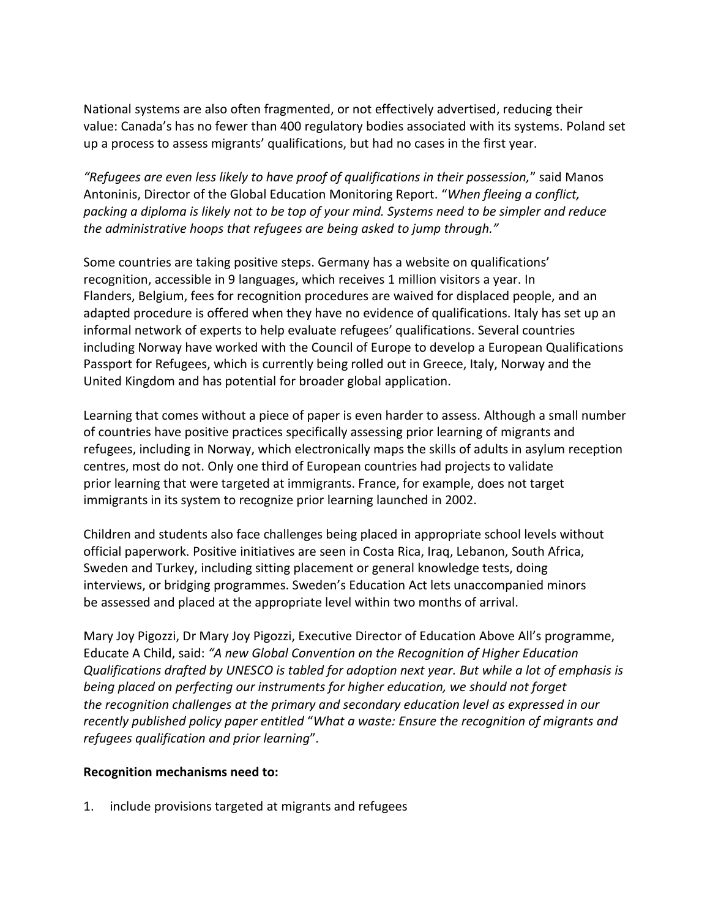National systems are also often fragmented, or not effectively advertised, reducing their value: Canada's has no fewer than 400 regulatory bodies associated with its systems. Poland set up a process to assess migrants' qualifications, but had no cases in the first year.

*"Refugees are even less likely to have proof of qualifications in their possession,*" said Manos Antoninis, Director of the Global Education Monitoring Report. "*When fleeing a conflict, packing a diploma is likely not to be top of your mind. Systems need to be simpler and reduce the administrative hoops that refugees are being asked to jump through."*

Some countries are taking positive steps. Germany has a website on qualifications' recognition, accessible in 9 languages, which receives 1 million visitors a year. In Flanders, Belgium, fees for recognition procedures are waived for displaced people, and an adapted procedure is offered when they have no evidence of qualifications. Italy has set up an informal network of experts to help evaluate refugees' qualifications. Several countries including Norway have worked with the Council of Europe to develop a European Qualifications Passport for Refugees, which is currently being rolled out in Greece, Italy, Norway and the United Kingdom and has potential for broader global application.

Learning that comes without a piece of paper is even harder to assess. Although a small number of countries have positive practices specifically assessing prior learning of migrants and refugees, including in Norway, which electronically maps the skills of adults in asylum reception centres, most do not. Only one third of European countries had projects to validate prior learning that were targeted at immigrants. France, for example, does not target immigrants in its system to recognize prior learning launched in 2002.

Children and students also face challenges being placed in appropriate school levels without official paperwork. Positive initiatives are seen in Costa Rica, Iraq, Lebanon, South Africa, Sweden and Turkey, including sitting placement or general knowledge tests, doing interviews, or bridging programmes. Sweden's Education Act lets unaccompanied minors be assessed and placed at the appropriate level within two months of arrival.

Mary Joy Pigozzi, Dr Mary Joy Pigozzi, Executive Director of Education Above All's programme, Educate A Child, said: *"A new Global Convention on the Recognition of Higher Education Qualifications drafted by UNESCO is tabled for adoption next year. But while a lot of emphasis is being placed on perfecting our instruments for higher education, we should not forget the recognition challenges at the primary and secondary education level as expressed in our recently published policy paper entitled* "*What a waste: Ensure the recognition of migrants and refugees qualification and prior learning*"*.*

**Recognition mechanisms need to:**

1. include provisions targeted at migrants and refugees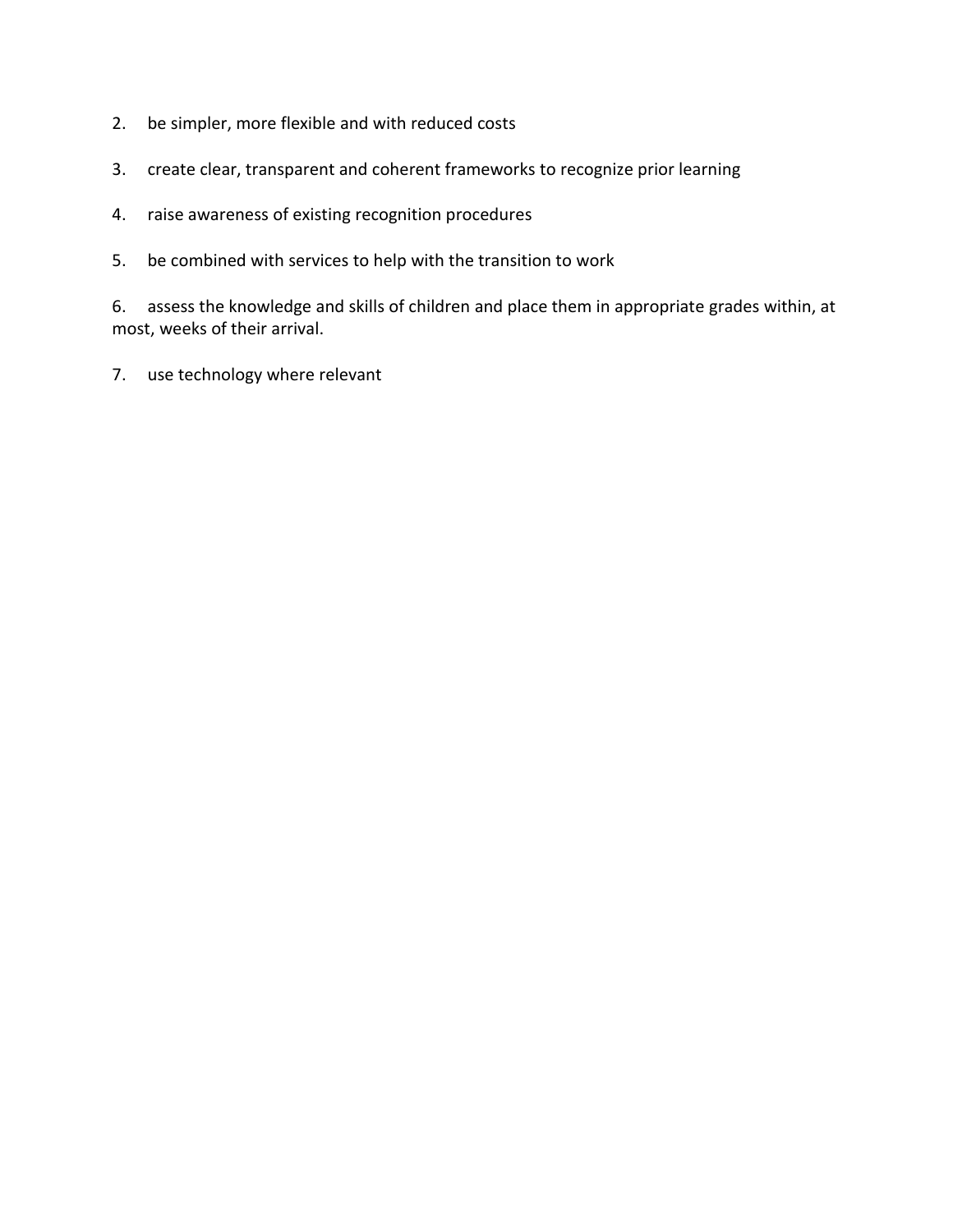2. be simpler, more flexible and with reduced costs
3. create clear, transparent and coherent frameworks to recognize prior learning
4. raise awareness of existing recognition procedures
5. be combined with services to help with the transition to work
6. assess the knowledge and skills of children and place them in appropriate grades within, at most, weeks of their arrival.
7. use technology where relevant